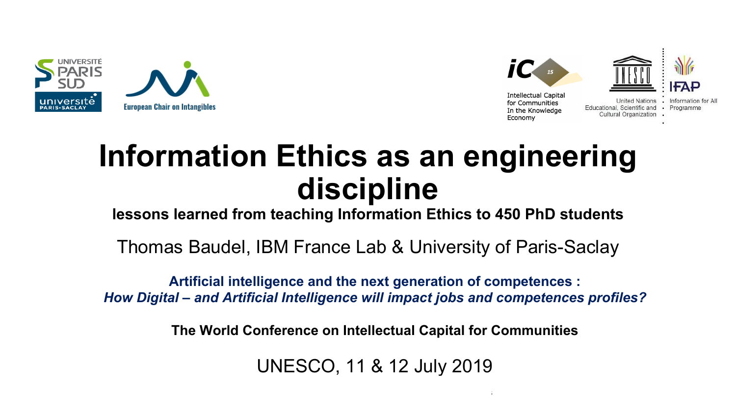Université Paris Sud — université Paris-Saclay

European Chair on Intangibles

iC 15 — Intellectual Capital for Communities In the Knowledge Economy

United Nations Educational, Scientific and Cultural Organization

IFAP — Information for All Programme

# Information Ethics as an engineering discipline

**lessons learned from teaching Information Ethics to 450 PhD students**

Thomas Baudel, IBM France Lab & University of Paris-Saclay

**Artificial intelligence and the next generation of competences :**
***How Digital – and Artificial Intelligence will impact jobs and competences profiles?***

**The World Conference on Intellectual Capital for Communities**

UNESCO, 11 & 12 July 2019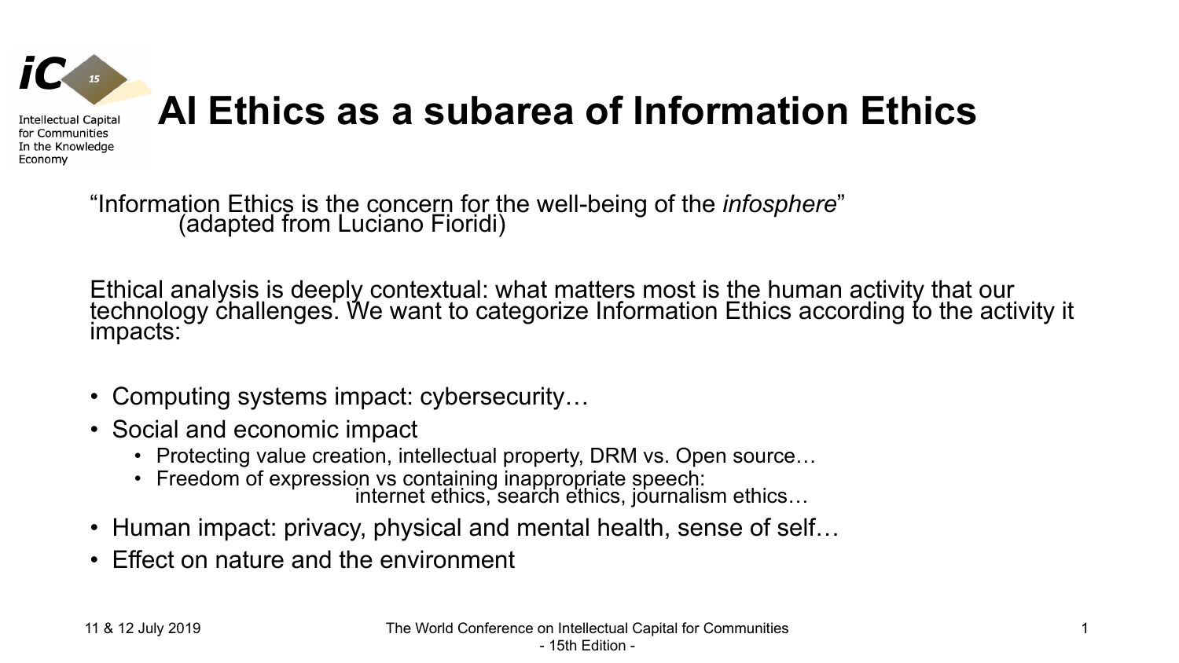# AI Ethics as a subarea of Information Ethics

"Information Ethics is the concern for the well-being of the *infosphere*"
(adapted from Luciano Fioridi)

Ethical analysis is deeply contextual: what matters most is the human activity that our technology challenges. We want to categorize Information Ethics according to the activity it impacts:

- Computing systems impact: cybersecurity…
- Social and economic impact
  - Protecting value creation, intellectual property, DRM vs. Open source…
  - Freedom of expression vs containing inappropriate speech: internet ethics, search ethics, journalism ethics…
- Human impact: privacy, physical and mental health, sense of self…
- Effect on nature and the environment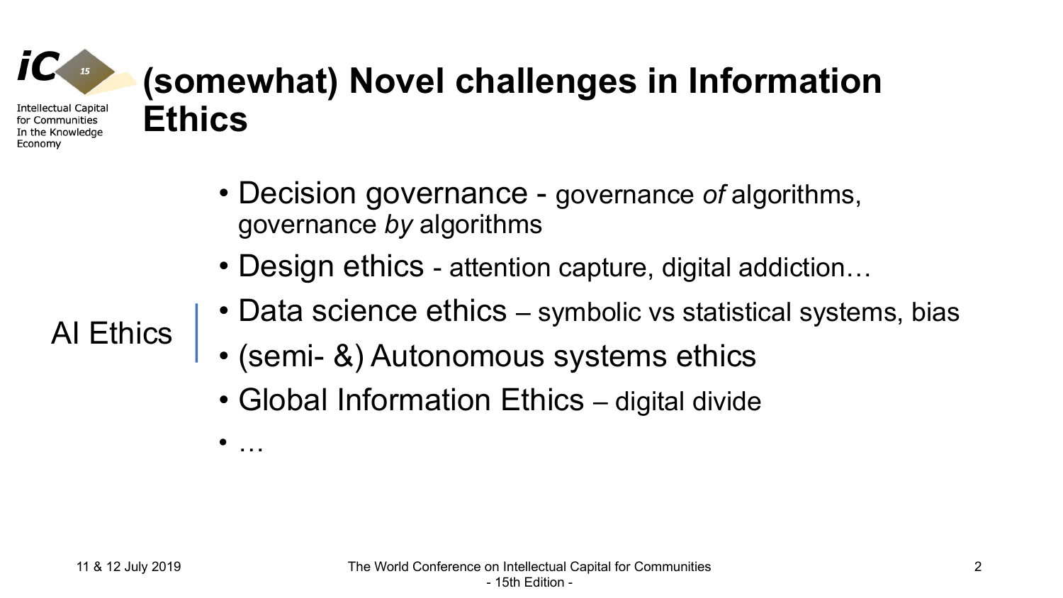# (somewhat) Novel challenges in Information Ethics

- Decision governance - governance *of* algorithms, governance *by* algorithms
- Design ethics - attention capture, digital addiction…

AI Ethics

- Data science ethics – symbolic vs statistical systems, bias
- (semi- &) Autonomous systems ethics
- Global Information Ethics – digital divide
- …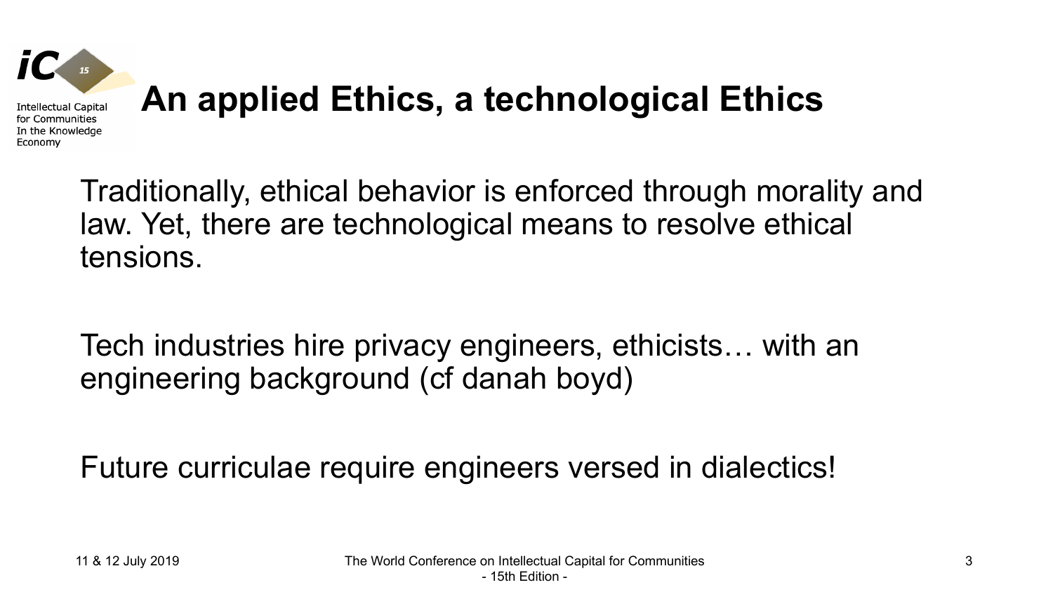# An applied Ethics, a technological Ethics

Traditionally, ethical behavior is enforced through morality and law. Yet, there are technological means to resolve ethical tensions.

Tech industries hire privacy engineers, ethicists… with an engineering background (cf danah boyd)

Future curriculae require engineers versed in dialectics!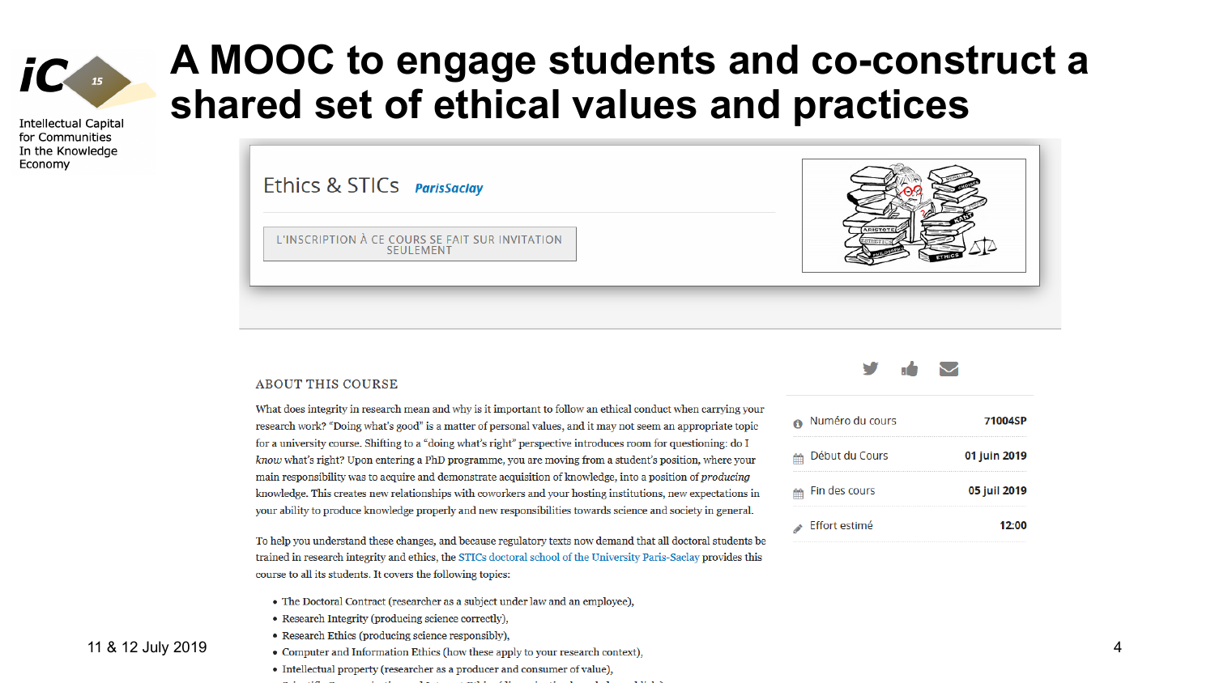# A MOOC to engage students and co-construct a shared set of ethical values and practices

Intellectual Capital for Communities In the Knowledge Economy

## Ethics & STICs ParisSaclay

L'INSCRIPTION À CE COURS SE FAIT SUR INVITATION SEULEMENT

### ABOUT THIS COURSE

What does integrity in research mean and why is it important to follow an ethical conduct when carrying your research work? "Doing what's good" is a matter of personal values, and it may not seem an appropriate topic for a university course. Shifting to a "doing what's right" perspective introduces room for questioning: do I *know* what's right? Upon entering a PhD programme, you are moving from a student's position, where your main responsibility was to acquire and demonstrate acquisition of knowledge, into a position of *producing* knowledge. This creates new relationships with coworkers and your hosting institutions, new expectations in your ability to produce knowledge properly and new responsibilities towards science and society in general.

To help you understand these changes, and because regulatory texts now demand that all doctoral students be trained in research integrity and ethics, the STICs doctoral school of the University Paris-Saclay provides this course to all its students. It covers the following topics:

- The Doctoral Contract (researcher as a subject under law and an employee),
- Research Integrity (producing science correctly),
- Research Ethics (producing science responsibly),
- Computer and Information Ethics (how these apply to your research context),
- Intellectual property (researcher as a producer and consumer of value),

| | |
|---|---|
| Numéro du cours | 71004SP |
| Début du Cours | 01 juin 2019 |
| Fin des cours | 05 juil 2019 |
| Effort estimé | 12:00 |

11 & 12 July 2019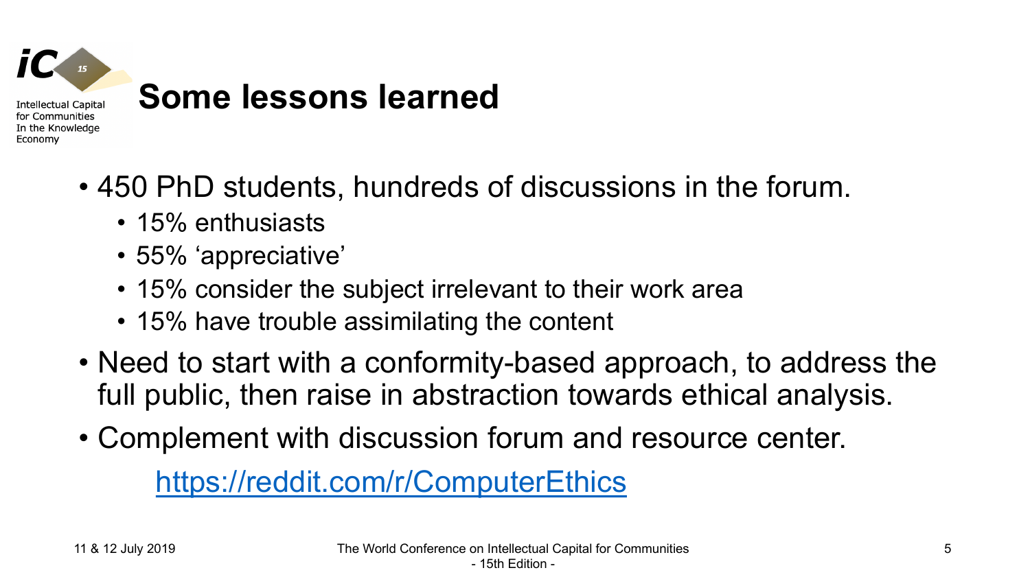# Some lessons learned

- 450 PhD students, hundreds of discussions in the forum.
  - 15% enthusiasts
  - 55% 'appreciative'
  - 15% consider the subject irrelevant to their work area
  - 15% have trouble assimilating the content
- Need to start with a conformity-based approach, to address the full public, then raise in abstraction towards ethical analysis.
- Complement with discussion forum and resource center.

  https://reddit.com/r/ComputerEthics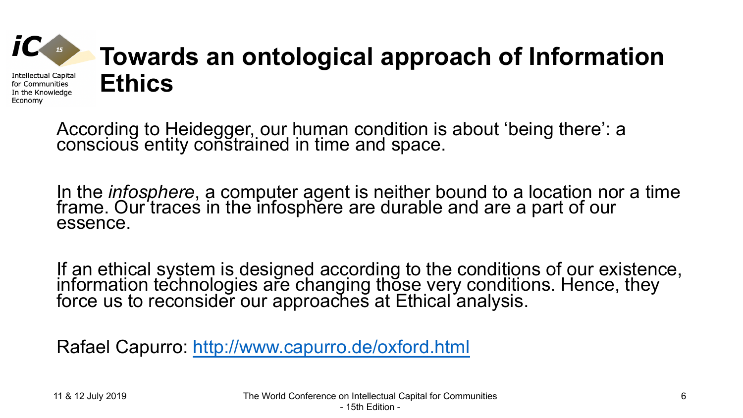# Towards an ontological approach of Information Ethics

According to Heidegger, our human condition is about 'being there': a conscious entity constrained in time and space.

In the *infosphere*, a computer agent is neither bound to a location nor a time frame. Our traces in the infosphere are durable and are a part of our essence.

If an ethical system is designed according to the conditions of our existence, information technologies are changing those very conditions. Hence, they force us to reconsider our approaches at Ethical analysis.

Rafael Capurro: [http://www.capurro.de/oxford.html](http://www.capurro.de/oxford.html)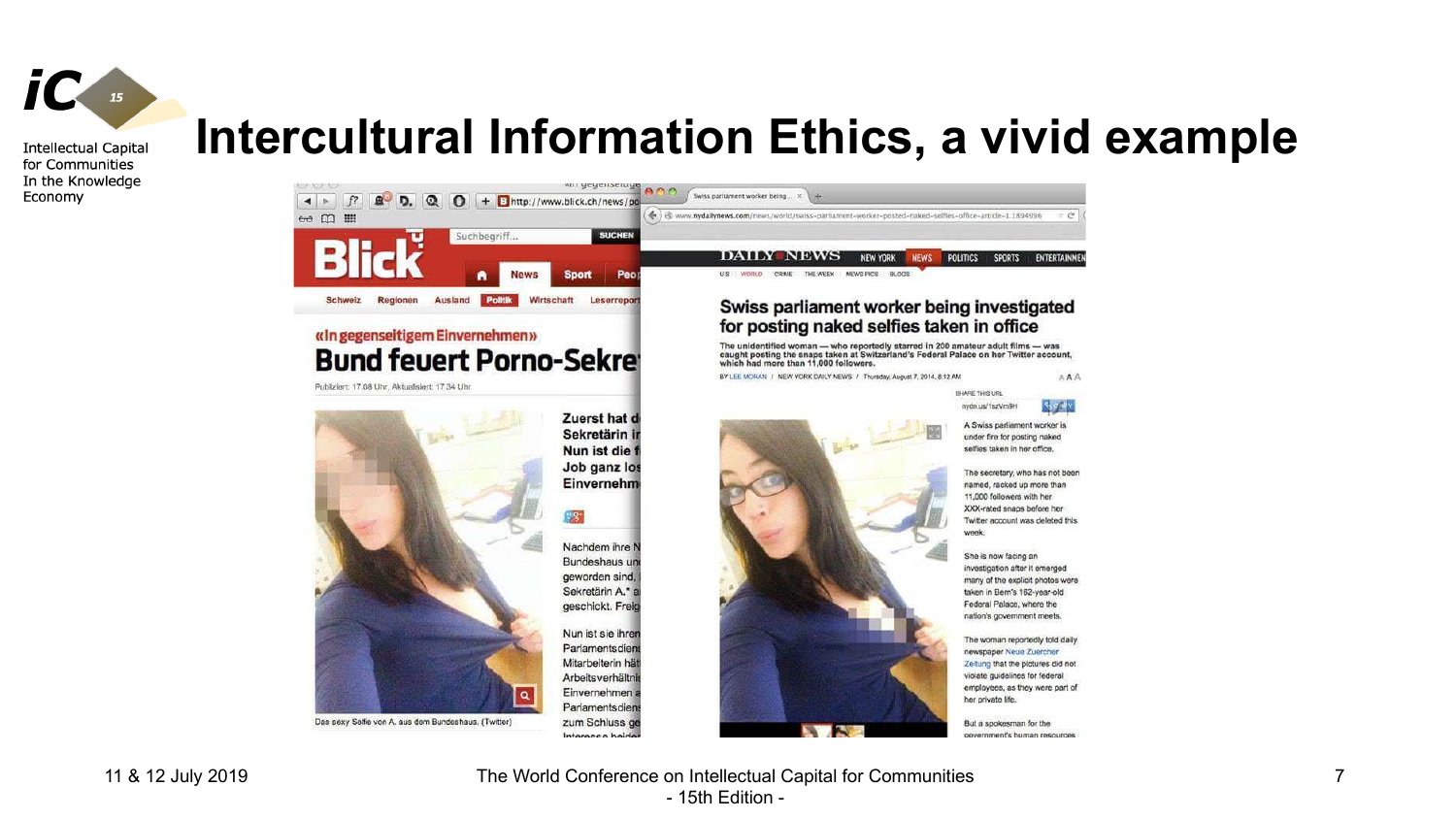# Intercultural Information Ethics, a vivid example

http://www.blick.ch/news/po

Blick

Suchbegriff... SUCHEN

News Sport Peo

Schweiz Regionen Ausland Politik Wirtschaft Leserreport

«In gegenseitigem Einvernehmen»

## Bund feuert Porno-Sekre

Publiziert: 17.08 Uhr, Aktualisiert: 17.34 Uhr

Das sexy Selfie von A. aus dem Bundeshaus. (Twitter)

Zuerst hat d Sekretärin i Nun ist die f Job ganz los Einvernehm

Nachdem ihre N Bundeshaus un geworden sind, Sekretärin A." a geschickt. Freig

Nun ist sie ihren Parlamentsdien Mitarbeiterin hät Arbeitsverhältni Einvernehmen a Parlamentsdien zum Schluss ge

Swiss parliament worker being...

www.nydailynews.com/news/world/swiss-parliament-worker-posted-naked-selfies-office-article-1.1894996

DAILY NEWS NEW YORK NEWS POLITICS SPORTS ENTERTAINMEN

US WORLD CRIME THE WEEK NEWS PICS BLOGS

## Swiss parliament worker being investigated for posting naked selfies taken in office

The unidentified woman — who reportedly starred in 200 amateur adult films — was caught posting the snaps taken at Switzerland's Federal Palace on her Twitter account, which had more than 11,000 followers.

BY LEE MORAN / NEW YORK DAILY NEWS / Thursday, August 7, 2014, 8:12 AM

A Swiss parliament worker is under fire for posting naked selfies taken in her office.

The secretary, who has not been named, racked up more than 11,000 followers with her XXX-rated snaps before her Twitter account was deleted this week.

She is now facing an investigation after it emerged many of the explicit photos were taken in Bern's 162-year-old Federal Palace, where the nation's government meets.

The woman reportedly told daily newspaper Neue Zuercher Zeitung that the pictures did not violate guidelines for federal employees, as they were part of her private life.

But a spokesman for the government's human resources